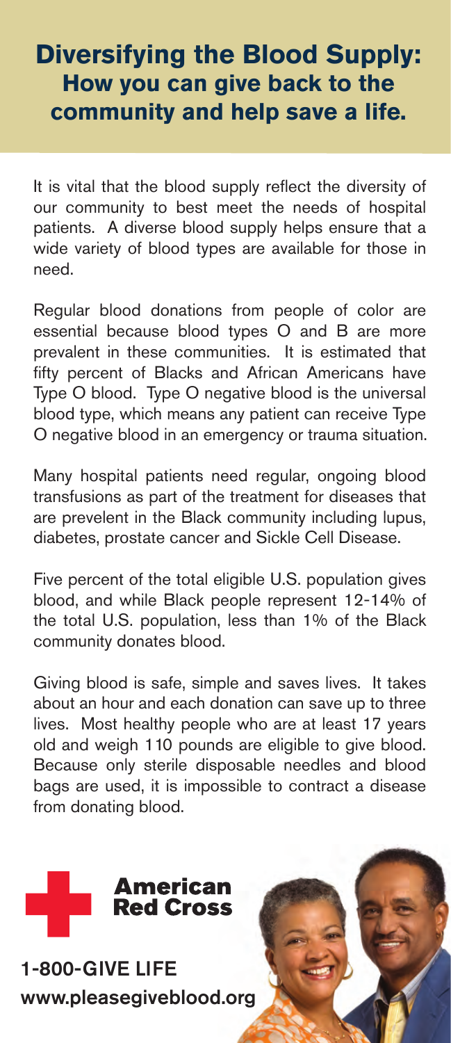# Diversifying the Blood Supply:
## How you can give back to the community and help save a life.

It is vital that the blood supply reflect the diversity of our community to best meet the needs of hospital patients. A diverse blood supply helps ensure that a wide variety of blood types are available for those in need.

Regular blood donations from people of color are essential because blood types O and B are more prevalent in these communities. It is estimated that fifty percent of Blacks and African Americans have Type O blood. Type O negative blood is the universal blood type, which means any patient can receive Type O negative blood in an emergency or trauma situation.

Many hospital patients need regular, ongoing blood transfusions as part of the treatment for diseases that are prevelent in the Black community including lupus, diabetes, prostate cancer and Sickle Cell Disease.

Five percent of the total eligible U.S. population gives blood, and while Black people represent 12-14% of the total U.S. population, less than 1% of the Black community donates blood.

Giving blood is safe, simple and saves lives. It takes about an hour and each donation can save up to three lives. Most healthy people who are at least 17 years old and weigh 110 pounds are eligible to give blood. Because only sterile disposable needles and blood bags are used, it is impossible to contract a disease from donating blood.

**American Red Cross**

**1-800-GIVE LIFE**
**www.pleasegiveblood.org**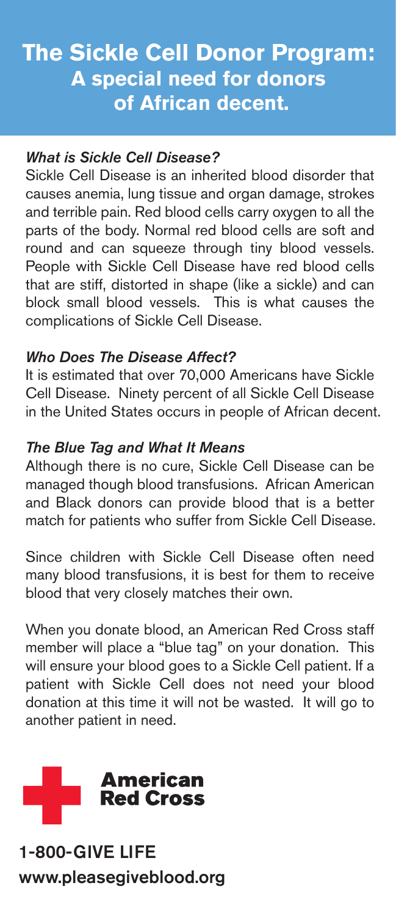# The Sickle Cell Donor Program:

## A special need for donors of African decent.

### *What is Sickle Cell Disease?*

Sickle Cell Disease is an inherited blood disorder that causes anemia, lung tissue and organ damage, strokes and terrible pain. Red blood cells carry oxygen to all the parts of the body. Normal red blood cells are soft and round and can squeeze through tiny blood vessels. People with Sickle Cell Disease have red blood cells that are stiff, distorted in shape (like a sickle) and can block small blood vessels. This is what causes the complications of Sickle Cell Disease.

### *Who Does The Disease Affect?*

It is estimated that over 70,000 Americans have Sickle Cell Disease. Ninety percent of all Sickle Cell Disease in the United States occurs in people of African decent.

### *The Blue Tag and What It Means*

Although there is no cure, Sickle Cell Disease can be managed though blood transfusions. African American and Black donors can provide blood that is a better match for patients who suffer from Sickle Cell Disease.

Since children with Sickle Cell Disease often need many blood transfusions, it is best for them to receive blood that very closely matches their own.

When you donate blood, an American Red Cross staff member will place a "blue tag" on your donation. This will ensure your blood goes to a Sickle Cell patient. If a patient with Sickle Cell does not need your blood donation at this time it will not be wasted. It will go to another patient in need.

**American Red Cross**

1-800-GIVE LIFE
www.pleasegiveblood.org